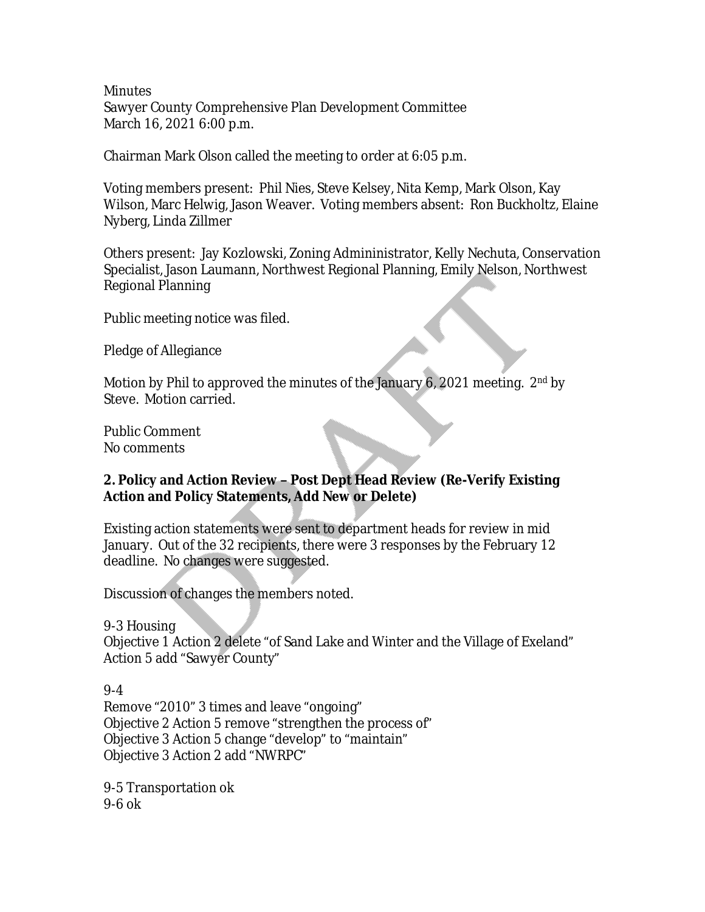Minutes
Sawyer County Comprehensive Plan Development Committee
March 16, 2021 6:00 p.m.

Chairman Mark Olson called the meeting to order at 6:05 p.m.

Voting members present: Phil Nies, Steve Kelsey, Nita Kemp, Mark Olson, Kay Wilson, Marc Helwig, Jason Weaver. Voting members absent: Ron Buckholtz, Elaine Nyberg, Linda Zillmer

Others present: Jay Kozlowski, Zoning Admininistrator, Kelly Nechuta, Conservation Specialist, Jason Laumann, Northwest Regional Planning, Emily Nelson, Northwest Regional Planning

Public meeting notice was filed.

Pledge of Allegiance

Motion by Phil to approved the minutes of the January 6, 2021 meeting. 2nd by Steve. Motion carried.

Public Comment
No comments

**2. Policy and Action Review – Post Dept Head Review (Re-Verify Existing Action and Policy Statements, Add New or Delete)**

Existing action statements were sent to department heads for review in mid January. Out of the 32 recipients, there were 3 responses by the February 12 deadline. No changes were suggested.

Discussion of changes the members noted.

9-3 Housing
Objective 1 Action 2 delete "of Sand Lake and Winter and the Village of Exeland"
Action 5 add "Sawyer County"

9-4
Remove "2010" 3 times and leave "ongoing"
Objective 2 Action 5 remove "strengthen the process of"
Objective 3 Action 5 change "develop" to "maintain"
Objective 3 Action 2 add "NWRPC"

9-5 Transportation ok
9-6 ok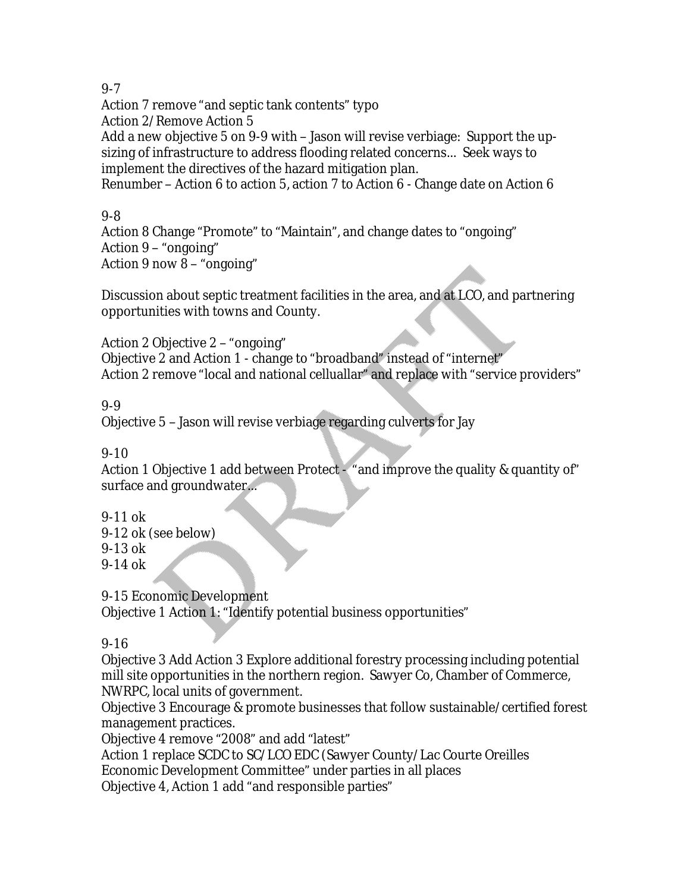9-7

Action 7 remove "and septic tank contents" typo

Action 2/Remove Action 5

Add a new objective 5 on 9-9 with – Jason will revise verbiage: Support the up-sizing of infrastructure to address flooding related concerns… Seek ways to implement the directives of the hazard mitigation plan.

Renumber – Action 6 to action 5, action 7 to Action 6 - Change date on Action 6

9-8

Action 8 Change "Promote" to "Maintain", and change dates to "ongoing"

Action 9 – "ongoing"

Action 9 now 8 – "ongoing"

Discussion about septic treatment facilities in the area, and at LCO, and partnering opportunities with towns and County.

Action 2 Objective 2 – "ongoing"

Objective 2 and Action 1 - change to "broadband" instead of "internet"

Action 2 remove "local and national celluallar" and replace with "service providers"

9-9

Objective 5 – Jason will revise verbiage regarding culverts for Jay

9-10

Action 1 Objective 1 add between Protect - "and improve the quality & quantity of" surface and groundwater…

9-11 ok

9-12 ok (see below)

9-13 ok

9-14 ok

9-15 Economic Development

Objective 1 Action 1: "Identify potential business opportunities"

9-16

Objective 3 Add Action 3 Explore additional forestry processing including potential mill site opportunities in the northern region. Sawyer Co, Chamber of Commerce, NWRPC, local units of government.

Objective 3 Encourage & promote businesses that follow sustainable/certified forest management practices.

Objective 4 remove "2008" and add "latest"

Action 1 replace SCDC to SC/LCO EDC (Sawyer County/Lac Courte Oreilles Economic Development Committee" under parties in all places

Objective 4, Action 1 add "and responsible parties"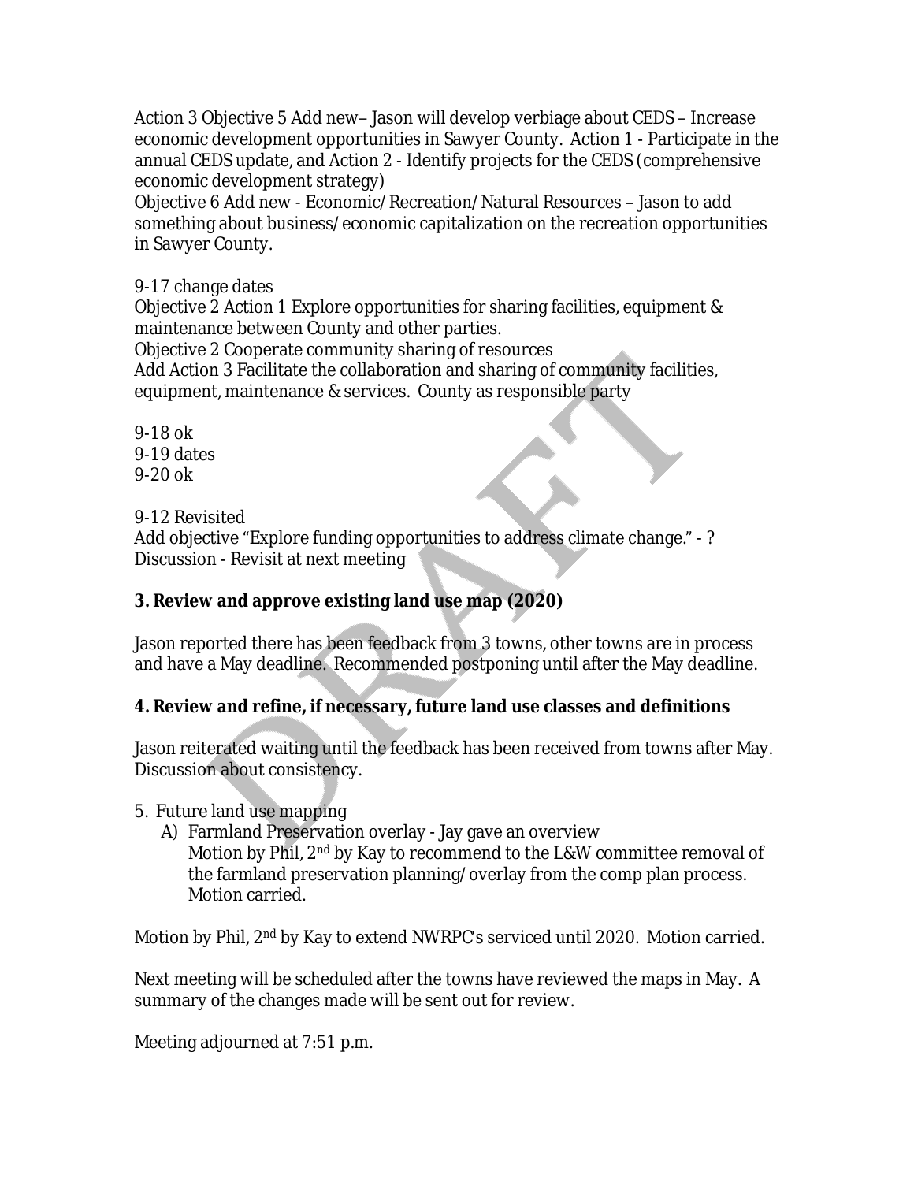Action 3 Objective 5 Add new– Jason will develop verbiage about CEDS – Increase economic development opportunities in Sawyer County. Action 1 - Participate in the annual CEDS update, and Action 2 - Identify projects for the CEDS (comprehensive economic development strategy)

Objective 6 Add new - Economic/Recreation/Natural Resources – Jason to add something about business/economic capitalization on the recreation opportunities in Sawyer County.

9-17 change dates

Objective 2 Action 1 Explore opportunities for sharing facilities, equipment & maintenance between County and other parties.

Objective 2 Cooperate community sharing of resources

Add Action 3 Facilitate the collaboration and sharing of community facilities, equipment, maintenance & services. County as responsible party

9-18 ok

9-19 dates

9-20 ok

9-12 Revisited

Add objective "Explore funding opportunities to address climate change." - ?

Discussion - Revisit at next meeting

**3. Review and approve existing land use map (2020)**

Jason reported there has been feedback from 3 towns, other towns are in process and have a May deadline. Recommended postponing until after the May deadline.

**4. Review and refine, if necessary, future land use classes and definitions**

Jason reiterated waiting until the feedback has been received from towns after May. Discussion about consistency.

5. Future land use mapping
   A) Farmland Preservation overlay - Jay gave an overview
      Motion by Phil, 2nd by Kay to recommend to the L&W committee removal of the farmland preservation planning/overlay from the comp plan process. Motion carried.

Motion by Phil, 2nd by Kay to extend NWRPC's serviced until 2020. Motion carried.

Next meeting will be scheduled after the towns have reviewed the maps in May. A summary of the changes made will be sent out for review.

Meeting adjourned at 7:51 p.m.